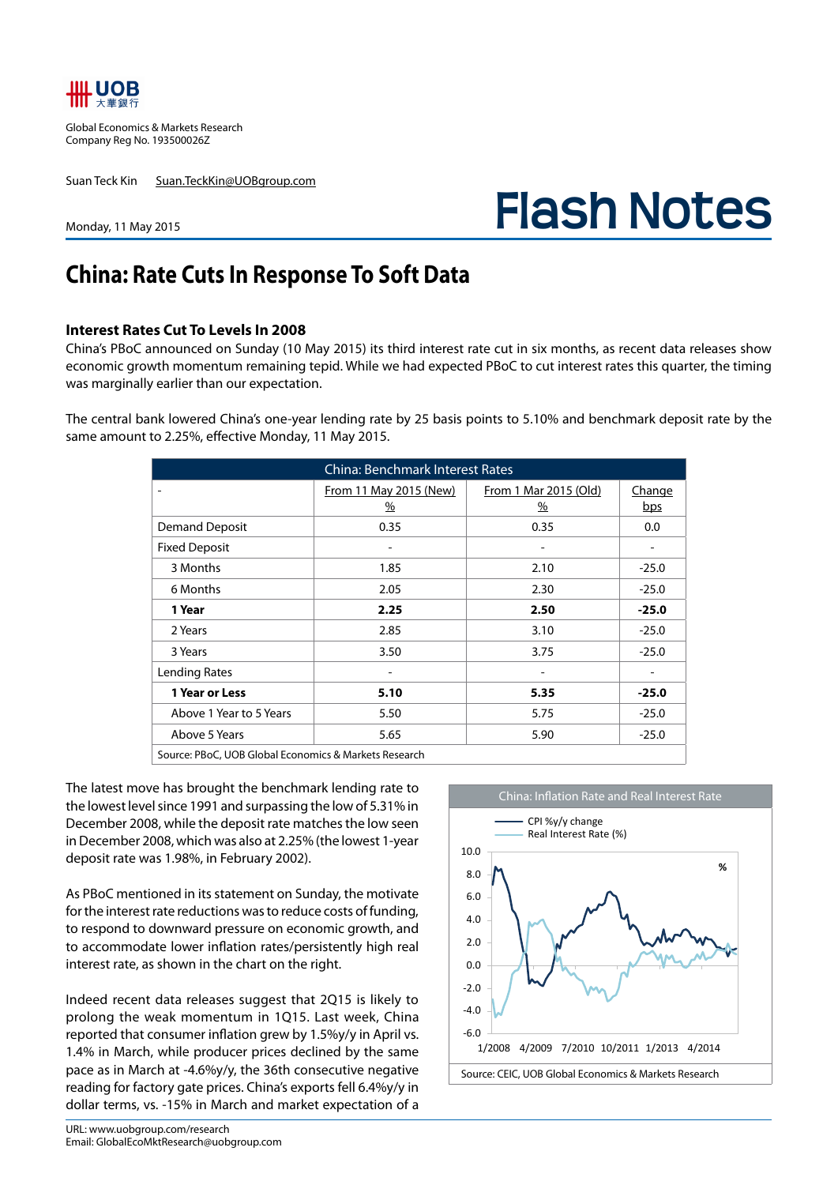UOB 大華銀行

Global Economics & Markets Research
Company Reg No. 193500026Z

Suan Teck Kin Suan.TeckKin@UOBgroup.com

Monday, 11 May 2015

# Flash Notes

## China: Rate Cuts In Response To Soft Data

### Interest Rates Cut To Levels In 2008

China's PBoC announced on Sunday (10 May 2015) its third interest rate cut in six months, as recent data releases show economic growth momentum remaining tepid. While we had expected PBoC to cut interest rates this quarter, the timing was marginally earlier than our expectation.

The central bank lowered China's one-year lending rate by 25 basis points to 5.10% and benchmark deposit rate by the same amount to 2.25%, effective Monday, 11 May 2015.

| China: Benchmark Interest Rates | | | |
|---|---|---|---|
| - | From 11 May 2015 (New) % | From 1 Mar 2015 (Old) % | Change bps |
| Demand Deposit | 0.35 | 0.35 | 0.0 |
| Fixed Deposit | - | - | - |
| 3 Months | 1.85 | 2.10 | -25.0 |
| 6 Months | 2.05 | 2.30 | -25.0 |
| **1 Year** | **2.25** | **2.50** | **-25.0** |
| 2 Years | 2.85 | 3.10 | -25.0 |
| 3 Years | 3.50 | 3.75 | -25.0 |
| Lending Rates | - | - | - |
| **1 Year or Less** | **5.10** | **5.35** | **-25.0** |
| Above 1 Year to 5 Years | 5.50 | 5.75 | -25.0 |
| Above 5 Years | 5.65 | 5.90 | -25.0 |

Source: PBoC, UOB Global Economics & Markets Research

The latest move has brought the benchmark lending rate to the lowest level since 1991 and surpassing the low of 5.31% in December 2008, while the deposit rate matches the low seen in December 2008, which was also at 2.25% (the lowest 1-year deposit rate was 1.98%, in February 2002).

As PBoC mentioned in its statement on Sunday, the motivate for the interest rate reductions was to reduce costs of funding, to respond to downward pressure on economic growth, and to accommodate lower inflation rates/persistently high real interest rate, as shown in the chart on the right.

Indeed recent data releases suggest that 2Q15 is likely to prolong the weak momentum in 1Q15. Last week, China reported that consumer inflation grew by 1.5%y/y in April vs. 1.4% in March, while producer prices declined by the same pace as in March at -4.6%y/y, the 36th consecutive negative reading for factory gate prices. China's exports fell 6.4%y/y in dollar terms, vs. -15% in March and market expectation of a

China: Inflation Rate and Real Interest Rate

Source: CEIC, UOB Global Economics & Markets Research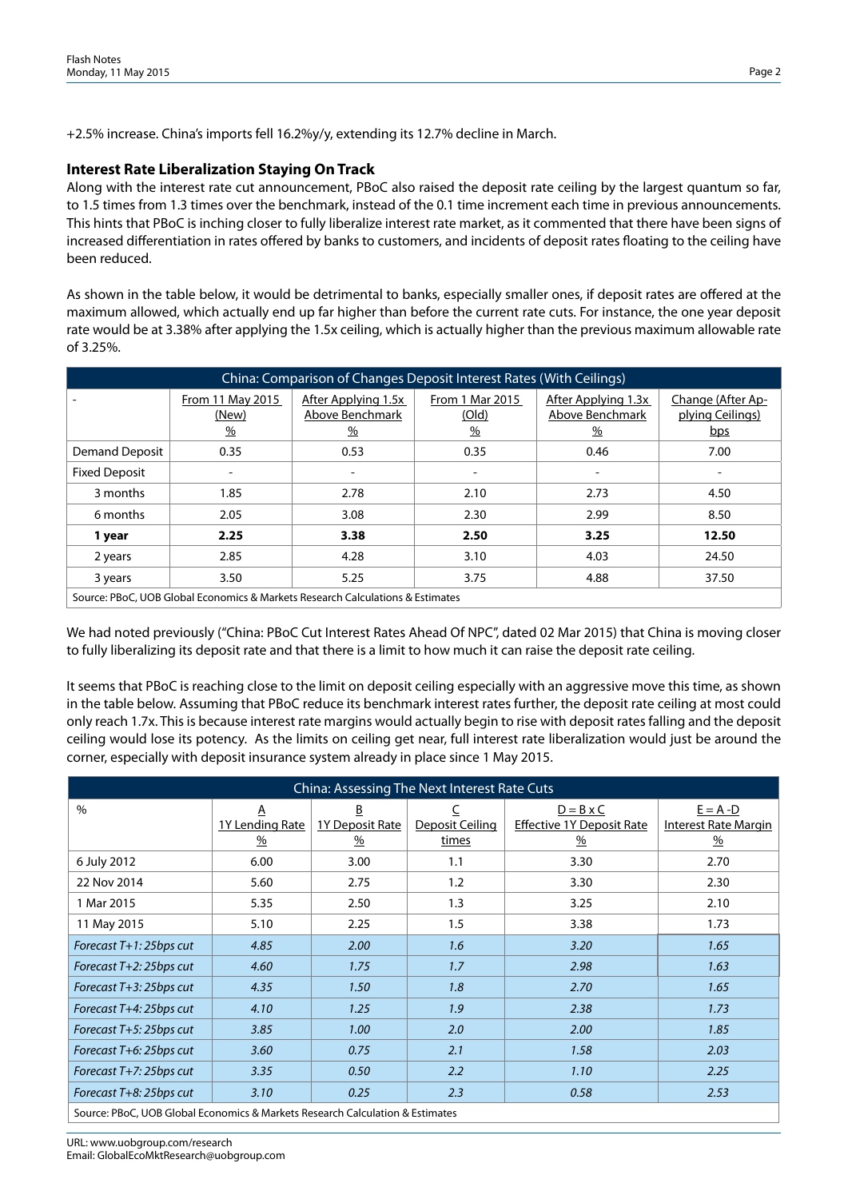+2.5% increase. China's imports fell 16.2%y/y, extending its 12.7% decline in March.

### Interest Rate Liberalization Staying On Track

Along with the interest rate cut announcement, PBoC also raised the deposit rate ceiling by the largest quantum so far, to 1.5 times from 1.3 times over the benchmark, instead of the 0.1 time increment each time in previous announcements. This hints that PBoC is inching closer to fully liberalize interest rate market, as it commented that there have been signs of increased differentiation in rates offered by banks to customers, and incidents of deposit rates floating to the ceiling have been reduced.

As shown in the table below, it would be detrimental to banks, especially smaller ones, if deposit rates are offered at the maximum allowed, which actually end up far higher than before the current rate cuts. For instance, the one year deposit rate would be at 3.38% after applying the 1.5x ceiling, which is actually higher than the previous maximum allowable rate of 3.25%.

| China: Comparison of Changes Deposit Interest Rates (With Ceilings) | | | | | |
|---|---|---|---|---|---|
| - | From 11 May 2015 (New) % | After Applying 1.5x Above Benchmark % | From 1 Mar 2015 (Old) % | After Applying 1.3x Above Benchmark % | Change (After Applying Ceilings) bps |
| Demand Deposit | 0.35 | 0.53 | 0.35 | 0.46 | 7.00 |
| Fixed Deposit | - | - | - | - | - |
| 3 months | 1.85 | 2.78 | 2.10 | 2.73 | 4.50 |
| 6 months | 2.05 | 3.08 | 2.30 | 2.99 | 8.50 |
| **1 year** | **2.25** | **3.38** | **2.50** | **3.25** | **12.50** |
| 2 years | 2.85 | 4.28 | 3.10 | 4.03 | 24.50 |
| 3 years | 3.50 | 5.25 | 3.75 | 4.88 | 37.50 |
| Source: PBoC, UOB Global Economics & Markets Research Calculations & Estimates | | | | | |

We had noted previously ("China: PBoC Cut Interest Rates Ahead Of NPC", dated 02 Mar 2015) that China is moving closer to fully liberalizing its deposit rate and that there is a limit to how much it can raise the deposit rate ceiling.

It seems that PBoC is reaching close to the limit on deposit ceiling especially with an aggressive move this time, as shown in the table below. Assuming that PBoC reduce its benchmark interest rates further, the deposit rate ceiling at most could only reach 1.7x. This is because interest rate margins would actually begin to rise with deposit rates falling and the deposit ceiling would lose its potency. As the limits on ceiling get near, full interest rate liberalization would just be around the corner, especially with deposit insurance system already in place since 1 May 2015.

| China: Assessing The Next Interest Rate Cuts | | | | | |
|---|---|---|---|---|---|
| % | A 1Y Lending Rate % | B 1Y Deposit Rate % | C Deposit Ceiling times | D = B x C Effective 1Y Deposit Rate % | E = A -D Interest Rate Margin % |
| 6 July 2012 | 6.00 | 3.00 | 1.1 | 3.30 | 2.70 |
| 22 Nov 2014 | 5.60 | 2.75 | 1.2 | 3.30 | 2.30 |
| 1 Mar 2015 | 5.35 | 2.50 | 1.3 | 3.25 | 2.10 |
| 11 May 2015 | 5.10 | 2.25 | 1.5 | 3.38 | 1.73 |
| *Forecast T+1: 25bps cut* | *4.85* | *2.00* | *1.6* | *3.20* | *1.65* |
| *Forecast T+2: 25bps cut* | *4.60* | *1.75* | *1.7* | *2.98* | *1.63* |
| *Forecast T+3: 25bps cut* | *4.35* | *1.50* | *1.8* | *2.70* | *1.65* |
| *Forecast T+4: 25bps cut* | *4.10* | *1.25* | *1.9* | *2.38* | *1.73* |
| *Forecast T+5: 25bps cut* | *3.85* | *1.00* | *2.0* | *2.00* | *1.85* |
| *Forecast T+6: 25bps cut* | *3.60* | *0.75* | *2.1* | *1.58* | *2.03* |
| *Forecast T+7: 25bps cut* | *3.35* | *0.50* | *2.2* | *1.10* | *2.25* |
| *Forecast T+8: 25bps cut* | *3.10* | *0.25* | *2.3* | *0.58* | *2.53* |
| Source: PBoC, UOB Global Economics & Markets Research Calculation & Estimates | | | | | |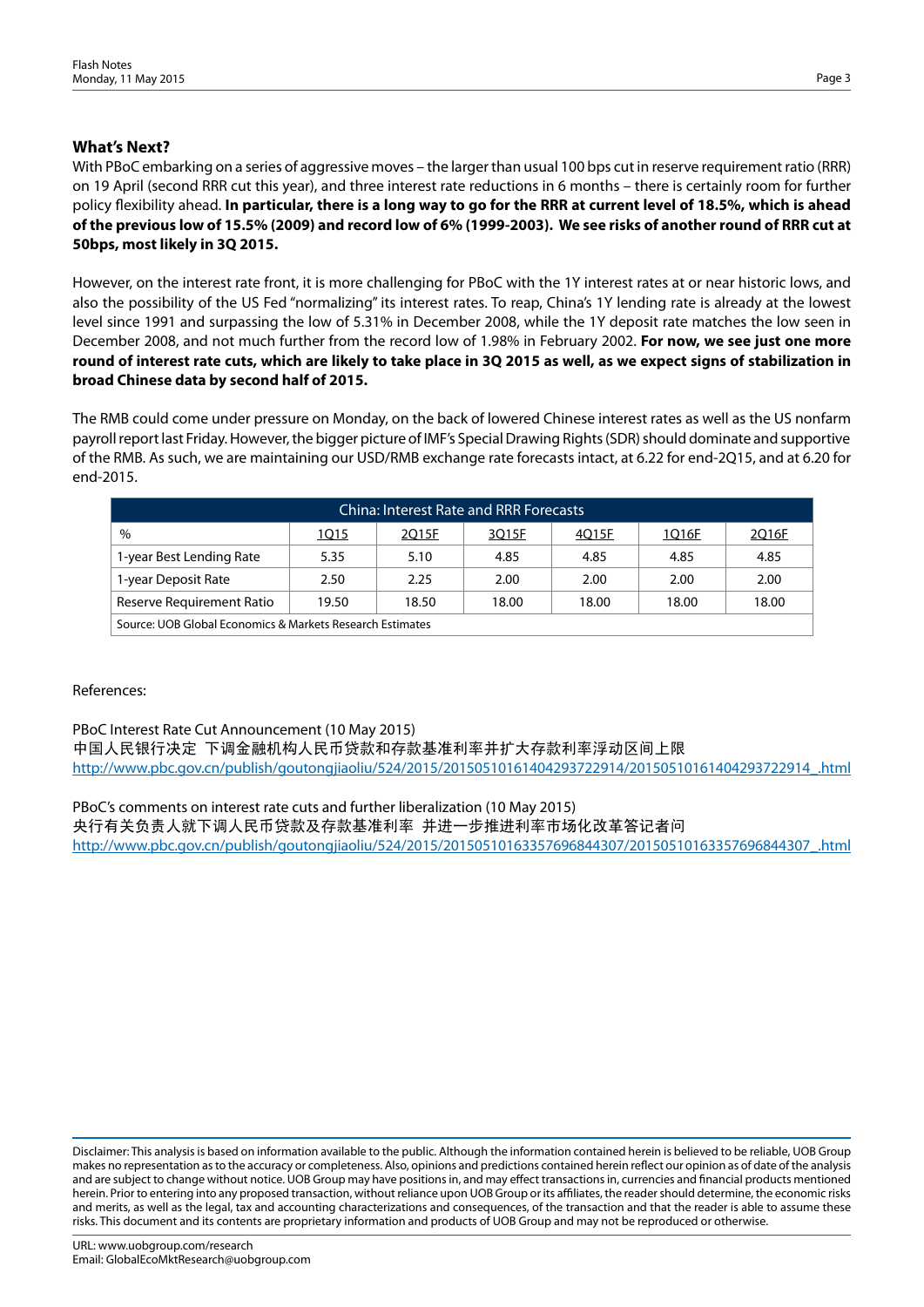## What's Next?

With PBoC embarking on a series of aggressive moves – the larger than usual 100 bps cut in reserve requirement ratio (RRR) on 19 April (second RRR cut this year), and three interest rate reductions in 6 months – there is certainly room for further policy flexibility ahead. **In particular, there is a long way to go for the RRR at current level of 18.5%, which is ahead of the previous low of 15.5% (2009) and record low of 6% (1999-2003). We see risks of another round of RRR cut at 50bps, most likely in 3Q 2015.**

However, on the interest rate front, it is more challenging for PBoC with the 1Y interest rates at or near historic lows, and also the possibility of the US Fed "normalizing" its interest rates. To reap, China's 1Y lending rate is already at the lowest level since 1991 and surpassing the low of 5.31% in December 2008, while the 1Y deposit rate matches the low seen in December 2008, and not much further from the record low of 1.98% in February 2002. **For now, we see just one more round of interest rate cuts, which are likely to take place in 3Q 2015 as well, as we expect signs of stabilization in broad Chinese data by second half of 2015.**

The RMB could come under pressure on Monday, on the back of lowered Chinese interest rates as well as the US nonfarm payroll report last Friday. However, the bigger picture of IMF's Special Drawing Rights (SDR) should dominate and supportive of the RMB. As such, we are maintaining our USD/RMB exchange rate forecasts intact, at 6.22 for end-2Q15, and at 6.20 for end-2015.

China: Interest Rate and RRR Forecasts

| % | 1Q15 | 2Q15F | 3Q15F | 4Q15F | 1Q16F | 2Q16F |
|---|---|---|---|---|---|---|
| 1-year Best Lending Rate | 5.35 | 5.10 | 4.85 | 4.85 | 4.85 | 4.85 |
| 1-year Deposit Rate | 2.50 | 2.25 | 2.00 | 2.00 | 2.00 | 2.00 |
| Reserve Requirement Ratio | 19.50 | 18.50 | 18.00 | 18.00 | 18.00 | 18.00 |

Source: UOB Global Economics & Markets Research Estimates

References:

PBoC Interest Rate Cut Announcement (10 May 2015)
中国人民银行决定 下调金融机构人民币贷款和存款基准利率并扩大存款利率浮动区间上限
http://www.pbc.gov.cn/publish/goutongjiaoliu/524/2015/20150510161404293722914/20150510161404293722914_.html

PBoC's comments on interest rate cuts and further liberalization (10 May 2015)
央行有关负责人就下调人民币贷款及存款基准利率 并进一步推进利率市场化改革答记者问
http://www.pbc.gov.cn/publish/goutongjiaoliu/524/2015/20150510163357696844307/20150510163357696844307_.html

Disclaimer: This analysis is based on information available to the public. Although the information contained herein is believed to be reliable, UOB Group makes no representation as to the accuracy or completeness. Also, opinions and predictions contained herein reflect our opinion as of date of the analysis and are subject to change without notice. UOB Group may have positions in, and may effect transactions in, currencies and financial products mentioned herein. Prior to entering into any proposed transaction, without reliance upon UOB Group or its affiliates, the reader should determine, the economic risks and merits, as well as the legal, tax and accounting characterizations and consequences, of the transaction and that the reader is able to assume these risks. This document and its contents are proprietary information and products of UOB Group and may not be reproduced or otherwise.

URL: www.uobgroup.com/research
Email: GlobalEcoMktResearch@uobgroup.com